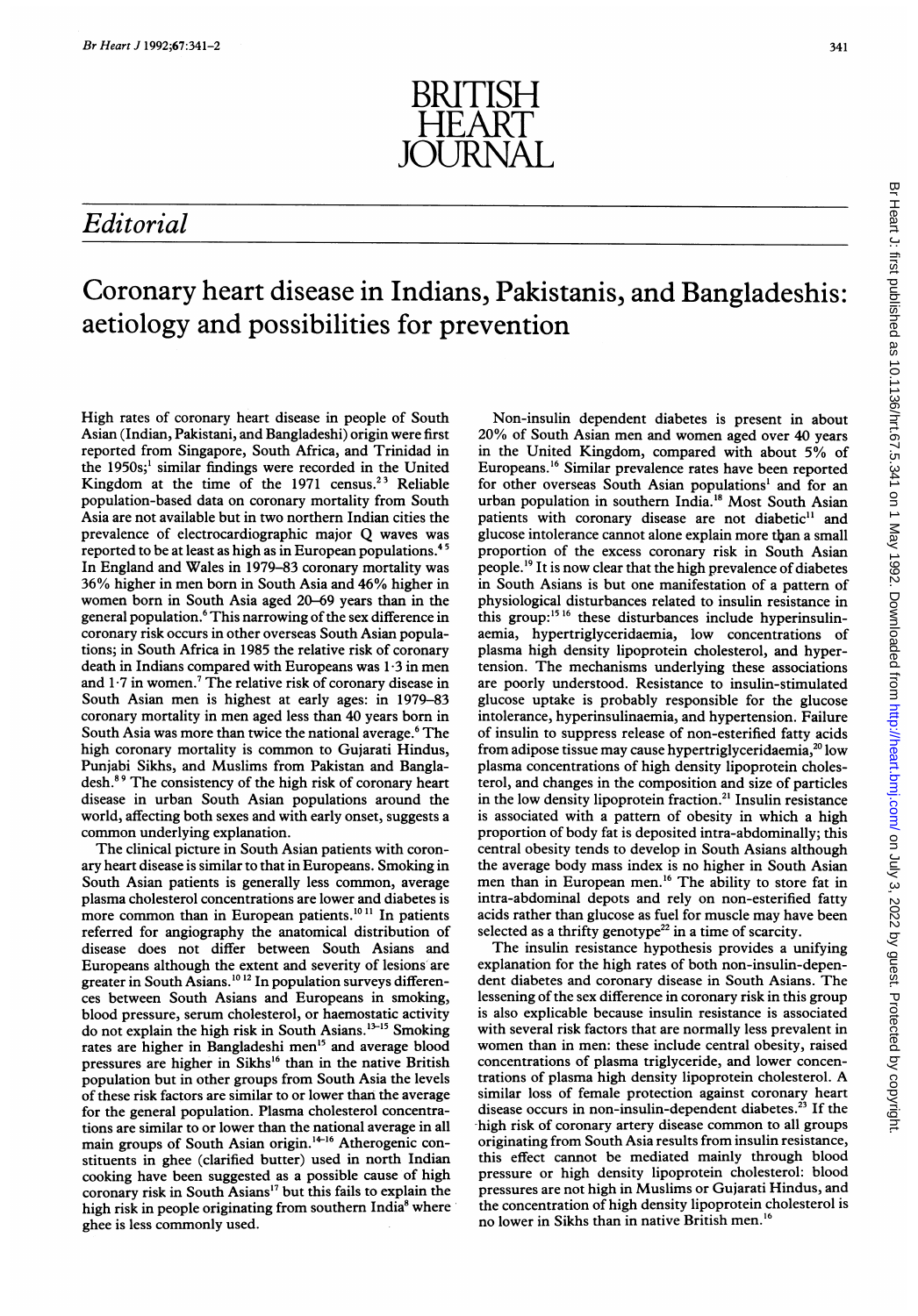# BRITISH HEART JOURNAL

## Editorial

# Coronary heart disease in Indians, Pakistanis, and Bangladeshis: aetiology and possibilities for prevention

High rates of coronary heart disease in people of South Asian (Indian, Pakistani, and Bangladeshi) origin were first reported from Singapore, South Africa, and Trinidad in the 1950s;[1] similar findings were recorded in the United Kingdom at the time of the 1971 census.[2,3] Reliable population-based data on coronary mortality from South Asia are not available but in two northern Indian cities the prevalence of electrocardiographic major Q waves was reported to be at least as high as in European populations.[4,5] In England and Wales in 1979–83 coronary mortality was 36% higher in men born in South Asia and 46% higher in women born in South Asia aged 20–69 years than in the general population.[6] This narrowing of the sex difference in coronary risk occurs in other overseas South Asian populations; in South Africa in 1985 the relative risk of coronary death in Indians compared with Europeans was 1·3 in men and 1·7 in women.[7] The relative risk of coronary disease in South Asian men is highest at early ages: in 1979–83 coronary mortality in men aged less than 40 years born in South Asia was more than twice the national average.[6] The high coronary mortality is common to Gujarati Hindus, Punjabi Sikhs, and Muslims from Pakistan and Bangladesh.[8,9] The consistency of the high risk of coronary heart disease in urban South Asian populations around the world, affecting both sexes and with early onset, suggests a common underlying explanation.

The clinical picture in South Asian patients with coronary heart disease is similar to that in Europeans. Smoking in South Asian patients is generally less common, average plasma cholesterol concentrations are lower and diabetes is more common than in European patients.[10,11] In patients referred for angiography the anatomical distribution of disease does not differ between South Asians and Europeans although the extent and severity of lesions are greater in South Asians.[10,12] In population surveys differences between South Asians and Europeans in smoking, blood pressure, serum cholesterol, or haemostatic activity do not explain the high risk in South Asians.[13–15] Smoking rates are higher in Bangladeshi men[15] and average blood pressures are higher in Sikhs[16] than in the native British population but in other groups from South Asia the levels of these risk factors are similar to or lower than the average for the general population. Plasma cholesterol concentrations are similar to or lower than the national average in all main groups of South Asian origin.[14–16] Atherogenic constituents in ghee (clarified butter) used in north Indian cooking have been suggested as a possible cause of high coronary risk in South Asians[17] but this fails to explain the high risk in people originating from southern India[8] where ghee is less commonly used.

Non-insulin dependent diabetes is present in about 20% of South Asian men and women aged over 40 years in the United Kingdom, compared with about 5% of Europeans.[16] Similar prevalence rates have been reported for other overseas South Asian populations[1] and for an urban population in southern India.[18] Most South Asian patients with coronary disease are not diabetic[11] and glucose intolerance cannot alone explain more than a small proportion of the excess coronary risk in South Asian people.[19] It is now clear that the high prevalence of diabetes in South Asians is but one manifestation of a pattern of physiological disturbances related to insulin resistance in this group:[15,16] these disturbances include hyperinsulinaemia, hypertriglyceridaemia, low concentrations of plasma high density lipoprotein cholesterol, and hypertension. The mechanisms underlying these associations are poorly understood. Resistance to insulin-stimulated glucose uptake is probably responsible for the glucose intolerance, hyperinsulinaemia, and hypertension. Failure of insulin to suppress release of non-esterified fatty acids from adipose tissue may cause hypertriglyceridaemia,[20] low plasma concentrations of high density lipoprotein cholesterol, and changes in the composition and size of particles in the low density lipoprotein fraction.[21] Insulin resistance is associated with a pattern of obesity in which a high proportion of body fat is deposited intra-abdominally; this central obesity tends to develop in South Asians although the average body mass index is no higher in South Asian men than in European men.[16] The ability to store fat in intra-abdominal depots and rely on non-esterified fatty acids rather than glucose as fuel for muscle may have been selected as a thrifty genotype[22] in a time of scarcity.

The insulin resistance hypothesis provides a unifying explanation for the high rates of both non-insulin-dependent diabetes and coronary disease in South Asians. The lessening of the sex difference in coronary risk in this group is also explicable because insulin resistance is associated with several risk factors that are normally less prevalent in women than in men: these include central obesity, raised concentrations of plasma triglyceride, and lower concentrations of plasma high density lipoprotein cholesterol. A similar loss of female protection against coronary heart disease occurs in non-insulin-dependent diabetes.[23] If the high risk of coronary artery disease common to all groups originating from South Asia results from insulin resistance, this effect cannot be mediated mainly through blood pressure or high density lipoprotein cholesterol: blood pressures are not high in Muslims or Gujarati Hindus, and the concentration of high density lipoprotein cholesterol is no lower in Sikhs than in native British men.[16]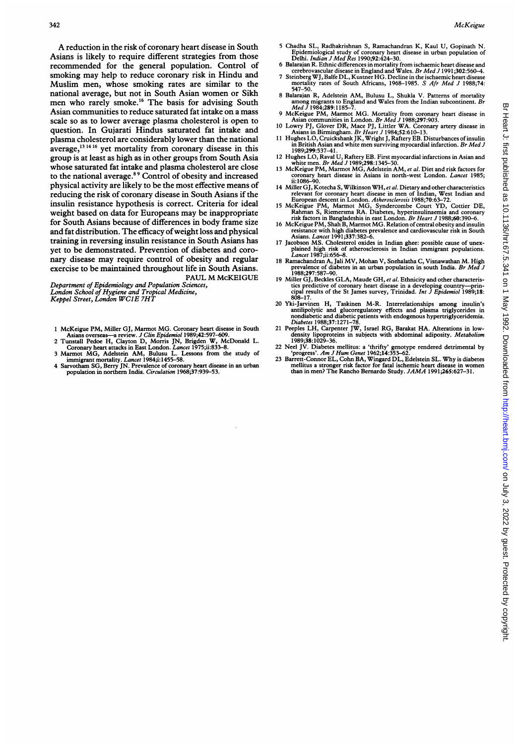A reduction in the risk of coronary heart disease in South Asians is likely to require different strategies from those recommended for the general population. Control of smoking may help to reduce coronary risk in Hindu and Muslim men, whose smoking rates are similar to the national average, but not in South Asian women or Sikh men who rarely smoke.[16] The basis for advising South Asian communities to reduce saturated fat intake on a mass scale so as to lower average plasma cholesterol is open to question. In Gujarati Hindus saturated fat intake and plasma cholesterol are considerably lower than the national average,[13 14 16] yet mortality from coronary disease in this group is at least as high as in other groups from South Asia whose saturated fat intake and plasma cholesterol are close to the national average.[8 9] Control of obesity and increased physical activity are likely to be the most effective means of reducing the risk of coronary disease in South Asians if the insulin resistance hypothesis is correct. Criteria for ideal weight based on data for Europeans may be inappropriate for South Asians because of differences in body frame size and fat distribution. The efficacy of weight loss and physical training in reversing insulin resistance in South Asians has yet to be demonstrated. Prevention of diabetes and coronary disease may require control of obesity and regular exercise to be maintained throughout life in South Asians.

PAUL M McKEIGUE

*Department of Epidemiology and Population Sciences,*
*London School of Hygiene and Tropical Medicine,*
*Keppel Street, London WC1E 7HT*

1 McKeigue PM, Miller GJ, Marmot MG. Coronary heart disease in South Asians overseas—a review. *J Clin Epidemiol* 1989;**42**:597–609.
2 Tunstall Pedoe H, Clayton D, Morris JN, Brigden W, McDonald L. Coronary heart attacks in East London. *Lancet* 1975;ii:833–8.
3 Marmot MG, Adelstein AM, Bulusu L. Lessons from the study of immigrant mortality. *Lancet* 1984;i:1455–58.
4 Sarvotham SG, Berry JN. Prevalence of coronary heart disease in an urban population in northern India. *Circulation* 1968;**37**:939–53.
5 Chadha SL, Radhakrishnan S, Ramachandran K, Kaul U, Gopinath N. Epidemiological study of coronary heart disease in urban population of Delhi. *Indian J Med Res* 1990;**92**:424–30.
6 Balarajan R. Ethnic differences in mortality from ischaemic heart disease and cerebrovascular disease in England and Wales. *Br Med J* 1991;**302**:560–4.
7 Steinberg WJ, Balfe DL, Kustner HG. Decline in the ischaemic heart disease mortality rates of South Africans, 1968–1985. *S Afr Med J* 1988;**74**: 547–50.
8 Balarajan R, Adelstein AM, Bulusu L, Shukla V. Patterns of mortality among migrants to England and Wales from the Indian subcontinent. *Br Med J* 1984;**289**:1185–7.
9 McKeigue PM, Marmot MG. Mortality from coronary heart disease in Asian communities in London. *Br Med J* 1988;**297**:903.
10 Lowry PJ, Glover DR, Mace PJ, Littler WA. Coronary artery disease in Asians in Birmingham. *Br Heart J* 1984;**52**:610–13.
11 Hughes LO, Cruickshank JK, Wright J, Raftery EB. Disturbances of insulin in British Asian and white men surviving myocardial infarction. *Br Med J* 1989;**299**:537–41.
12 Hughes LO, Raval U, Raftery EB. First myocardial infarctions in Asian and white men. *Br Med J* 1989;**298**:1345–50.
13 McKeigue PM, Marmot MG, Adelstein AM, *et al.* Diet and risk factors for coronary heart disease in Asians in north-west London. *Lancet* 1985; ii:1086–90.
14 Miller GJ, Kotecha S, Wilkinson WH, *et al.* Dietary and other characteristics relevant for coronary heart disease in men of Indian, West Indian and European descent in London. *Atherosclerosis* 1988;**70**:63–72.
15 McKeigue PM, Marmot MG, Syndercombe Court YD, Cottier DE, Rahman S, Riemersma RA. Diabetes, hyperinsulinaemia and coronary risk factors in Bangladeshis in east London. *Br Heart J* 1988;**60**:390–6.
16 McKeigue PM, Shah B, Marmot MG. Relation of central obesity and insulin resistance with high diabetes prevalence and cardiovascular risk in South Asians. *Lancet* 1991;**337**:382–6.
17 Jacobson MS. Cholesterol oxides in Indian ghee: possible cause of unexplained high risk of atherosclerosis in Indian immigrant populations. *Lancet* 1987;ii:656–8.
18 Ramachandran A, Jali MV, Mohan V, Snehalatha C, Visnawathan M. High prevalence of diabetes in an urban population in south India. *Br Med J* 1988;**297**:587–90.
19 Miller GJ, Beckles GLA, Maude GH, *et al.* Ethnicity and other characteristics predictive of coronary heart disease in a developing country—principal results of the St James survey, Trinidad. *Int J Epidemiol* 1989;**18**: 808–17.
20 Yki-Jarvinen H, Taskinen M-R. Interrelationships among insulin's antilipolytic and glucoregulatory effects and plasma triglycerides in nondiabetic and diabetic patients with endogenous hypertriglyceridemia. *Diabetes* 1988;**37**:1271–78.
21 Peeples LH, Carpenter JW, Israel RG, Barakat HA. Alterations in low-density lipoproteins in subjects with abdominal adiposity. *Metabolism* 1989;**38**:1029–36.
22 Neel JV. Diabetes mellitus: a 'thrifty' genotype rendered detrimental by 'progress'. *Am J Hum Genet* 1962;**14**:353–62.
23 Barrett-Connor EL, Cohn BA, Wingard DL, Edelstein SL. Why is diabetes mellitus a stronger risk factor for fatal ischemic heart disease in women than in men? The Rancho Bernardo Study. *JAMA* 1991;**265**:627–31.